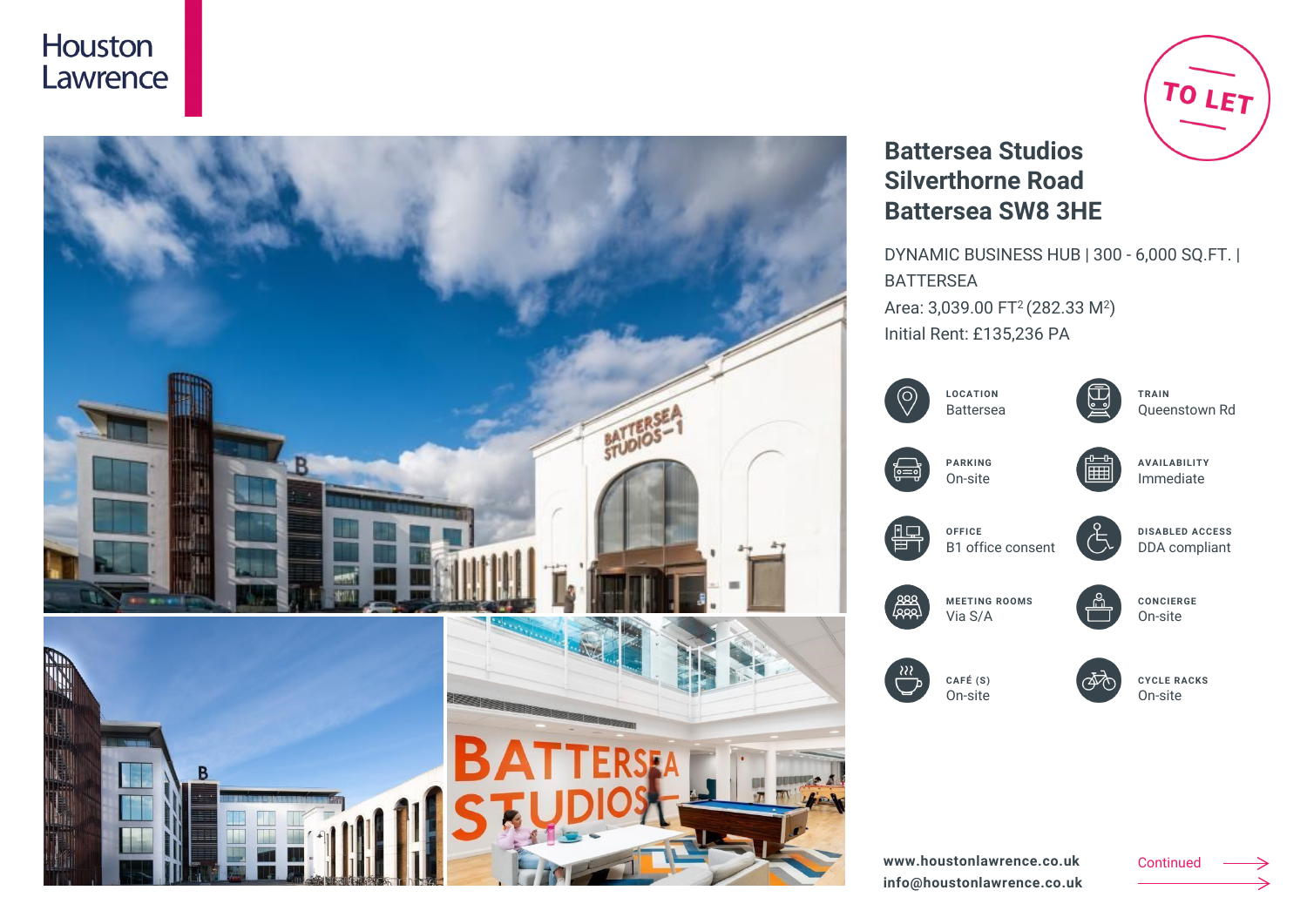Houston Lawrence

TO LET

# Battersea Studios Silverthorne Road Battersea SW8 3HE

DYNAMIC BUSINESS HUB | 300 - 6,000 SQ.FT. | BATTERSEA

Area: 3,039.00 $FT^2$ (282.33 $M^2$)

Initial Rent: £135,236 PA

**LOCATION**
Battersea

**TRAIN**
Queenstown Rd

**PARKING**
On-site

**AVAILABILITY**
Immediate

**OFFICE**
B1 office consent

**DISABLED ACCESS**
DDA compliant

**MEETING ROOMS**
Via S/A

**CONCIERGE**
On-site

**CAFÉ (S)**
On-site

**CYCLE RACKS**
On-site

**www.houstonlawrence.co.uk**
**info@houstonlawrence.co.uk**

Continued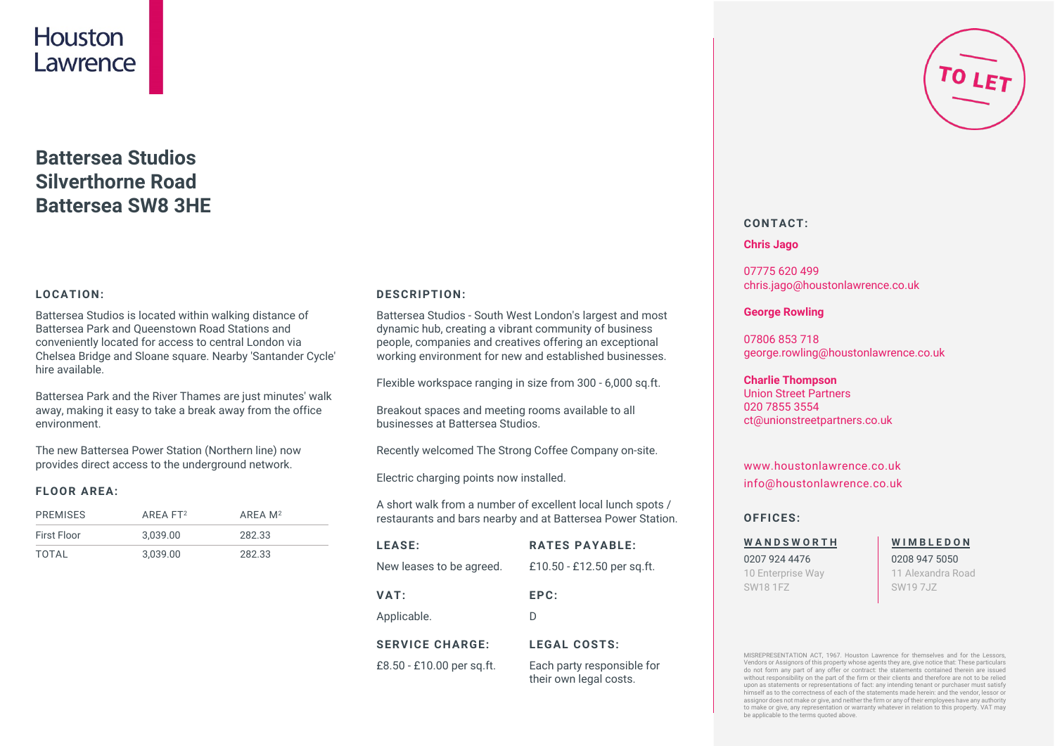Houston Lawrence

# Battersea Studios
# Silverthorne Road
# Battersea SW8 3HE

TO LET

### LOCATION:

Battersea Studios is located within walking distance of Battersea Park and Queenstown Road Stations and conveniently located for access to central London via Chelsea Bridge and Sloane square. Nearby 'Santander Cycle' hire available.

Battersea Park and the River Thames are just minutes' walk away, making it easy to take a break away from the office environment.

The new Battersea Power Station (Northern line) now provides direct access to the underground network.

### FLOOR AREA:

| PREMISES | AREA FT$^2$ | AREA M$^2$ |
|---|---|---|
| First Floor | 3,039.00 | 282.33 |
| TOTAL | 3,039.00 | 282.33 |

### DESCRIPTION:

Battersea Studios - South West London's largest and most dynamic hub, creating a vibrant community of business people, companies and creatives offering an exceptional working environment for new and established businesses.

Flexible workspace ranging in size from 300 - 6,000 sq.ft.

Breakout spaces and meeting rooms available to all businesses at Battersea Studios.

Recently welcomed The Strong Coffee Company on-site.

Electric charging points now installed.

A short walk from a number of excellent local lunch spots / restaurants and bars nearby and at Battersea Power Station.

### LEASE:

New leases to be agreed.

### RATES PAYABLE:

£10.50 - £12.50 per sq.ft.

### VAT:

Applicable.

### EPC:

D

### SERVICE CHARGE:

£8.50 - £10.00 per sq.ft.

### LEGAL COSTS:

Each party responsible for their own legal costs.

### CONTACT:

**Chris Jago**

07775 620 499
chris.jago@houstonlawrence.co.uk

**George Rowling**

07806 853 718
george.rowling@houstonlawrence.co.uk

**Charlie Thompson**
Union Street Partners
020 7855 3554
ct@unionstreetpartners.co.uk

www.houstonlawrence.co.uk
info@houstonlawrence.co.uk

### OFFICES:

**WANDSWORTH**
0207 924 4476
10 Enterprise Way
SW18 1FZ

**WIMBLEDON**
0208 947 5050
11 Alexandra Road
SW19 7JZ

MISREPRESENTATION ACT, 1967. Houston Lawrence for themselves and for the Lessors, Vendors or Assignors of this property whose agents they are, give notice that: These particulars do not form any part of any offer or contract: the statements contained therein are issued without responsibility on the part of the firm or their clients and therefore are not to be relied upon as statements or representations of fact: any intending tenant or purchaser must satisfy himself as to the correctness of each of the statements made herein: and the vendor, lessor or assignor does not make or give, and neither the firm or any of their employees have any authority to make or give, any representation or warranty whatever in relation to this property. VAT may be applicable to the terms quoted above.